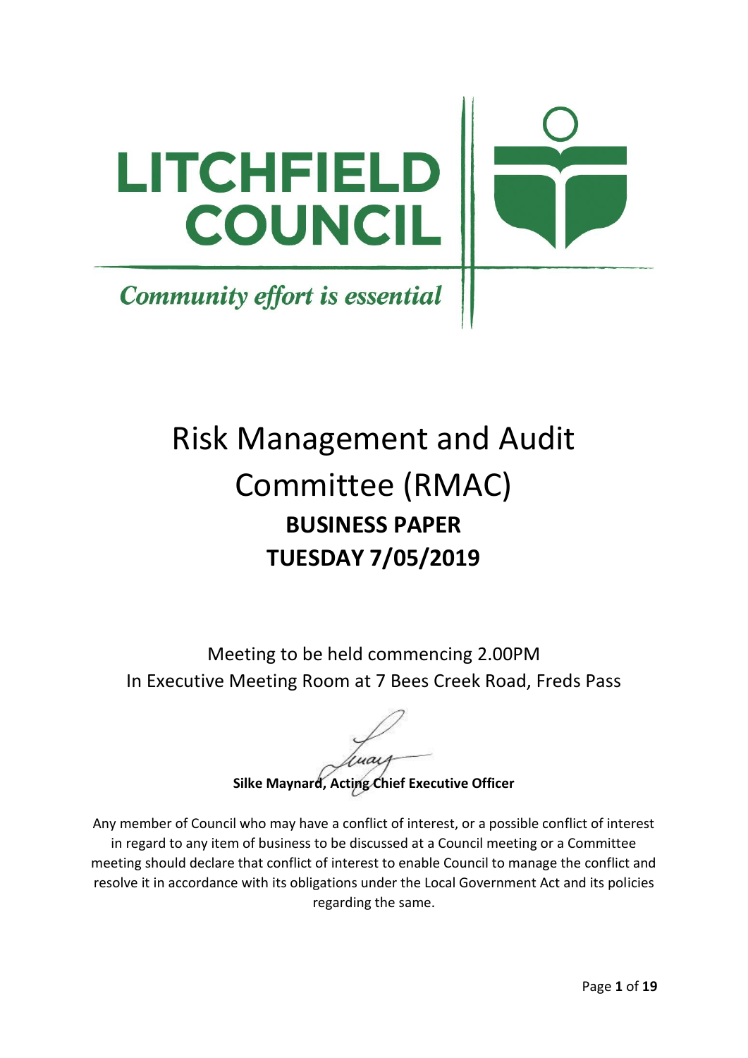# LITCHFIELD COUNCIL

*Community effort is essential*

# Risk Management and Audit Committee (RMAC)

## BUSINESS PAPER

## TUESDAY 7/05/2019

Meeting to be held commencing 2.00PM
In Executive Meeting Room at 7 Bees Creek Road, Freds Pass

**Silke Maynard, Acting Chief Executive Officer**

Any member of Council who may have a conflict of interest, or a possible conflict of interest in regard to any item of business to be discussed at a Council meeting or a Committee meeting should declare that conflict of interest to enable Council to manage the conflict and resolve it in accordance with its obligations under the Local Government Act and its policies regarding the same.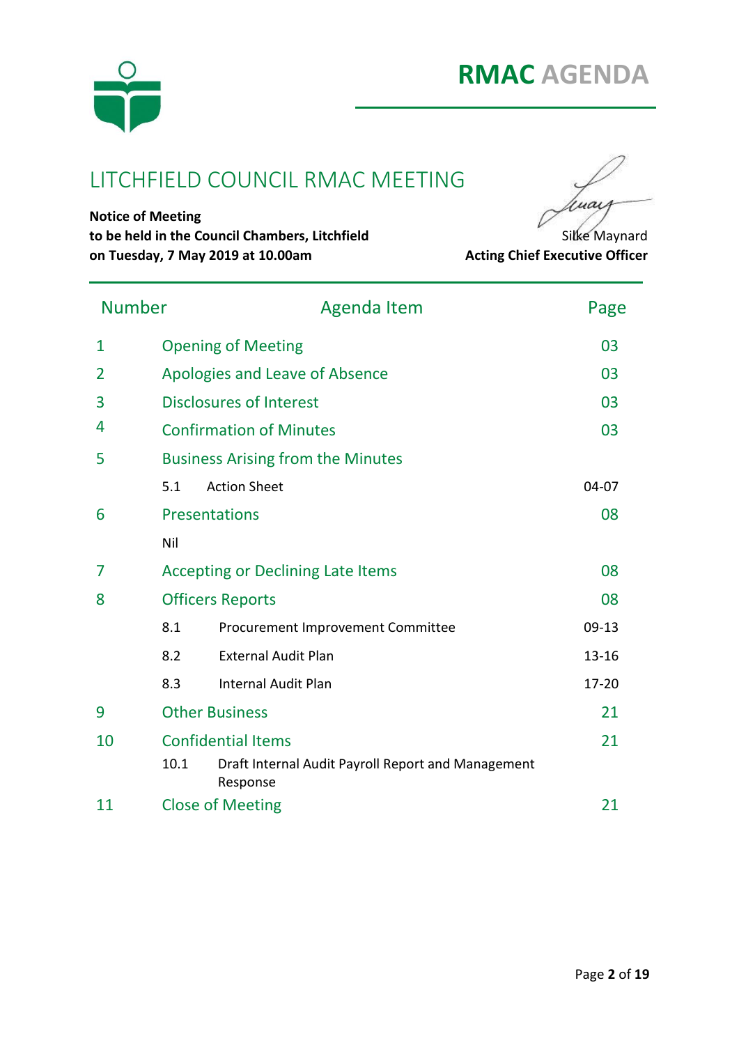# RMAC AGENDA

## LITCHFIELD COUNCIL RMAC MEETING

**Notice of Meeting**
**to be held in the Council Chambers, Litchfield**
**on Tuesday, 7 May 2019 at 10.00am**

Silke Maynard
**Acting Chief Executive Officer**

| Number | Agenda Item | Page |
|---|---|---|
| 1 | Opening of Meeting | 03 |
| 2 | Apologies and Leave of Absence | 03 |
| 3 | Disclosures of Interest | 03 |
| 4 | Confirmation of Minutes | 03 |
| 5 | Business Arising from the Minutes | |
| | 5.1 Action Sheet | 04-07 |
| 6 | Presentations | 08 |
| | Nil | |
| 7 | Accepting or Declining Late Items | 08 |
| 8 | Officers Reports | 08 |
| | 8.1 Procurement Improvement Committee | 09-13 |
| | 8.2 External Audit Plan | 13-16 |
| | 8.3 Internal Audit Plan | 17-20 |
| 9 | Other Business | 21 |
| 10 | Confidential Items | 21 |
| | 10.1 Draft Internal Audit Payroll Report and Management Response | |
| 11 | Close of Meeting | 21 |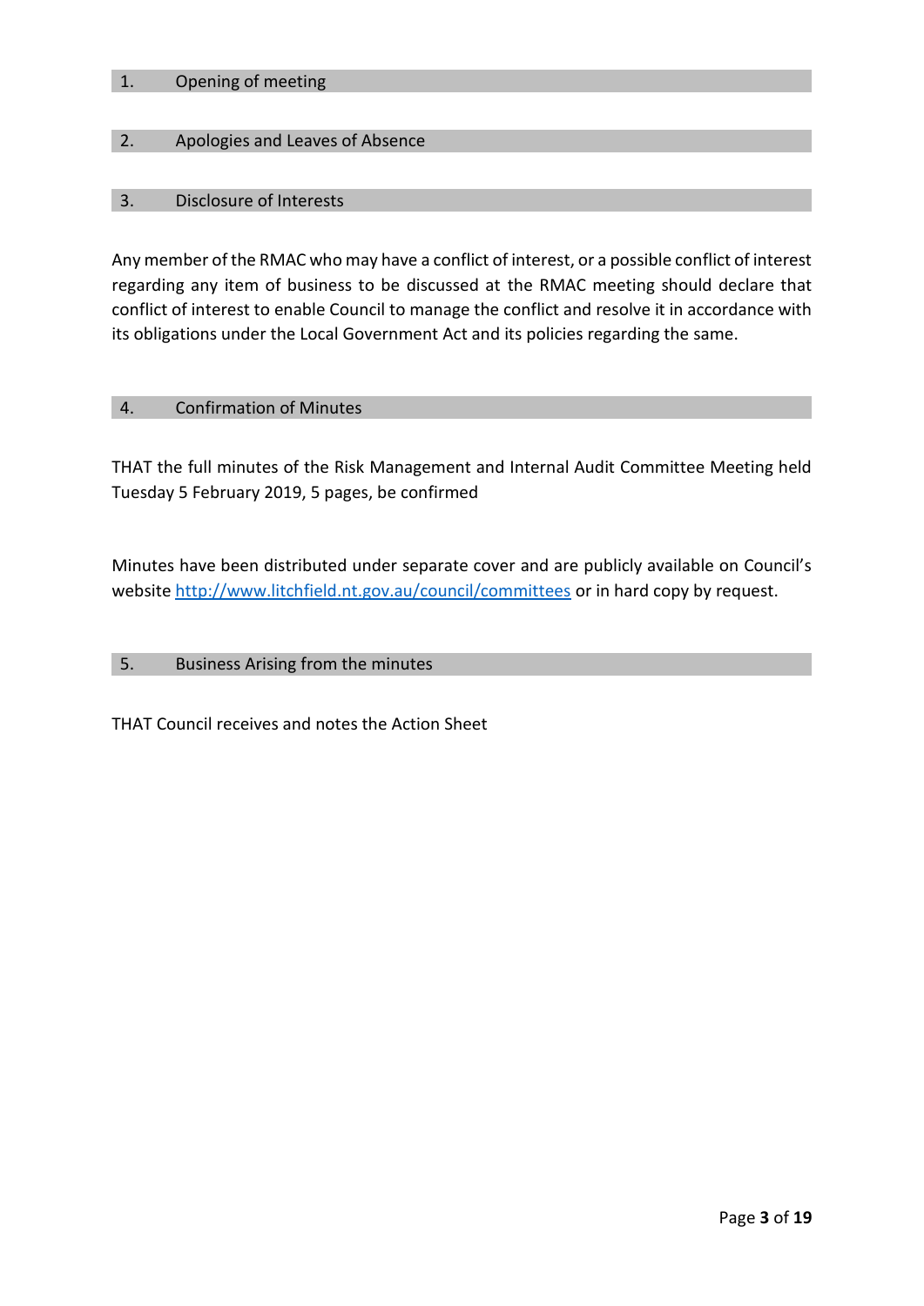## 1. Opening of meeting

## 2. Apologies and Leaves of Absence

## 3. Disclosure of Interests

Any member of the RMAC who may have a conflict of interest, or a possible conflict of interest regarding any item of business to be discussed at the RMAC meeting should declare that conflict of interest to enable Council to manage the conflict and resolve it in accordance with its obligations under the Local Government Act and its policies regarding the same.

## 4. Confirmation of Minutes

THAT the full minutes of the Risk Management and Internal Audit Committee Meeting held Tuesday 5 February 2019, 5 pages, be confirmed

Minutes have been distributed under separate cover and are publicly available on Council's website [http://www.litchfield.nt.gov.au/council/committees](http://www.litchfield.nt.gov.au/council/committees) or in hard copy by request.

## 5. Business Arising from the minutes

THAT Council receives and notes the Action Sheet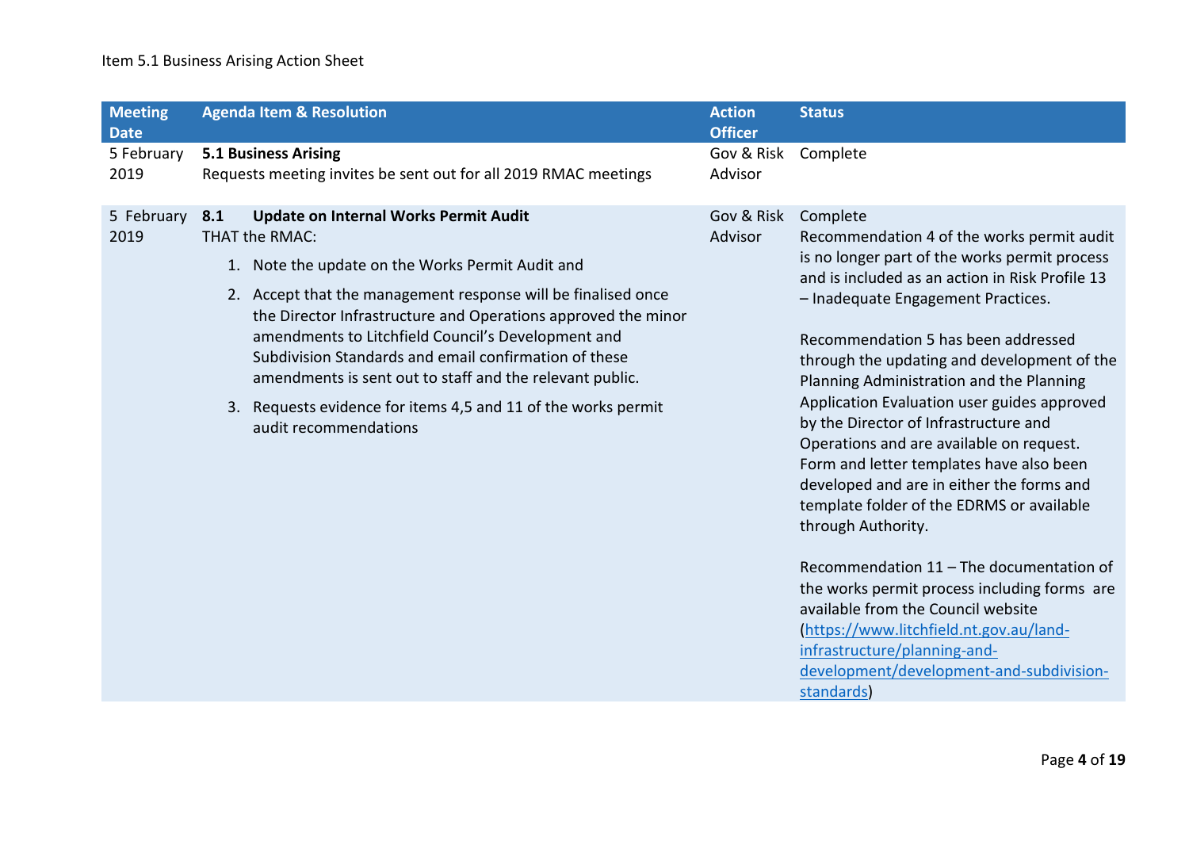Item 5.1 Business Arising Action Sheet

| Meeting Date | Agenda Item & Resolution | Action Officer | Status |
|---|---|---|---|
| 5 February 2019 | **5.1 Business Arising**<br>Requests meeting invites be sent out for all 2019 RMAC meetings | Gov & Risk Advisor | Complete |
| 5 February 2019 | **8.1 Update on Internal Works Permit Audit**<br>THAT the RMAC:<br>1. Note the update on the Works Permit Audit and<br>2. Accept that the management response will be finalised once the Director Infrastructure and Operations approved the minor amendments to Litchfield Council's Development and Subdivision Standards and email confirmation of these amendments is sent out to staff and the relevant public.<br>3. Requests evidence for items 4,5 and 11 of the works permit audit recommendations | Gov & Risk Advisor | Complete<br>Recommendation 4 of the works permit audit is no longer part of the works permit process and is included as an action in Risk Profile 13 – Inadequate Engagement Practices.<br><br>Recommendation 5 has been addressed through the updating and development of the Planning Administration and the Planning Application Evaluation user guides approved by the Director of Infrastructure and Operations and are available on request. Form and letter templates have also been developed and are in either the forms and template folder of the EDRMS or available through Authority.<br><br>Recommendation 11 – The documentation of the works permit process including forms are available from the Council website ([https://www.litchfield.nt.gov.au/land-infrastructure/planning-and-development/development-and-subdivision-standards](https://www.litchfield.nt.gov.au/land-infrastructure/planning-and-development/development-and-subdivision-standards)) |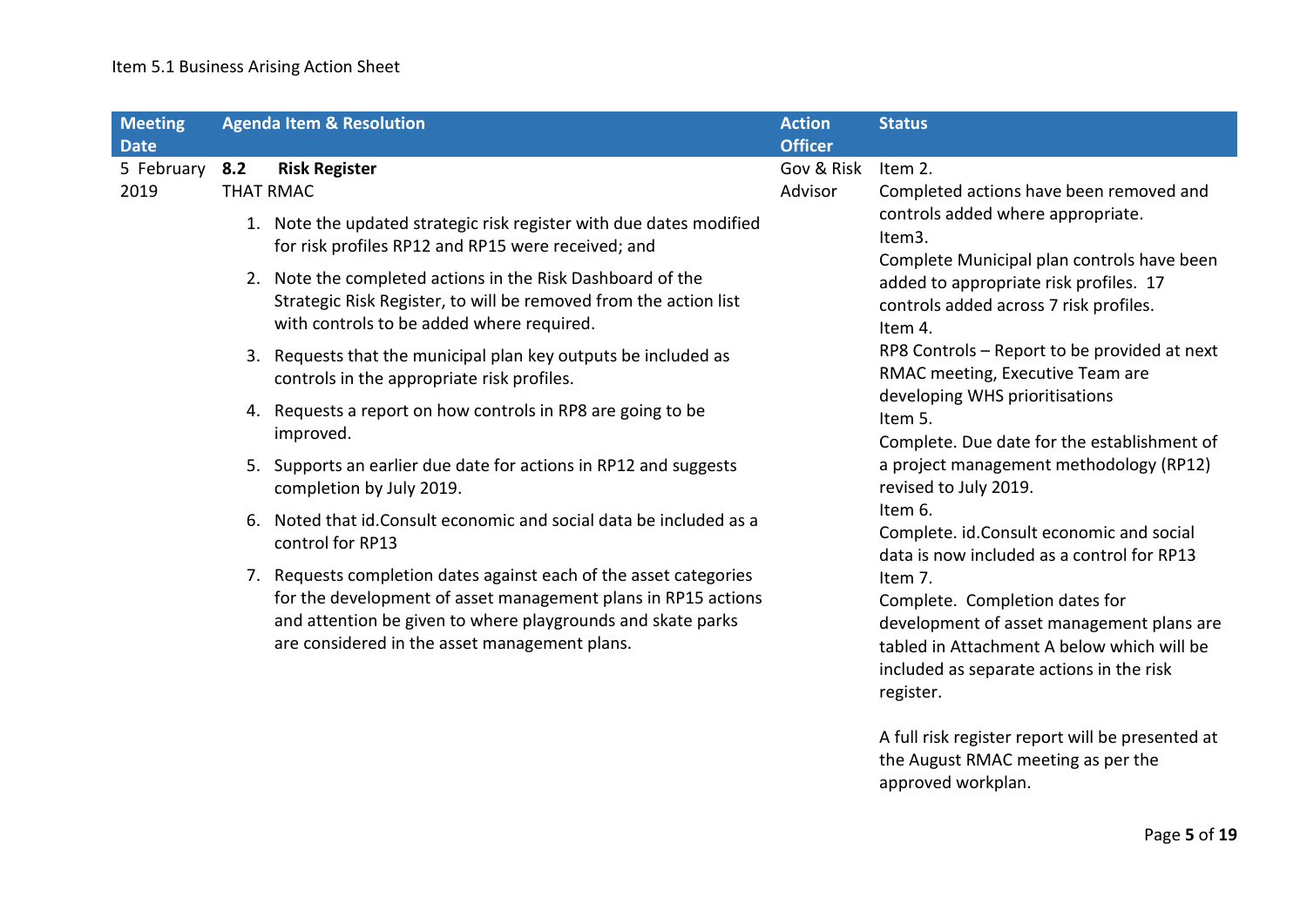Item 5.1 Business Arising Action Sheet

| Meeting Date | Agenda Item & Resolution | Action Officer | Status |
|---|---|---|---|
| 5 February 2019 | **8.2 Risk Register**<br>THAT RMAC<br>1. Note the updated strategic risk register with due dates modified for risk profiles RP12 and RP15 were received; and<br>2. Note the completed actions in the Risk Dashboard of the Strategic Risk Register, to will be removed from the action list with controls to be added where required.<br>3. Requests that the municipal plan key outputs be included as controls in the appropriate risk profiles.<br>4. Requests a report on how controls in RP8 are going to be improved.<br>5. Supports an earlier due date for actions in RP12 and suggests completion by July 2019.<br>6. Noted that id.Consult economic and social data be included as a control for RP13<br>7. Requests completion dates against each of the asset categories for the development of asset management plans in RP15 actions and attention be given to where playgrounds and skate parks are considered in the asset management plans. | Gov & Risk Advisor | Item 2.<br>Completed actions have been removed and controls added where appropriate.<br>Item3.<br>Complete Municipal plan controls have been added to appropriate risk profiles. 17 controls added across 7 risk profiles.<br>Item 4.<br>RP8 Controls – Report to be provided at next RMAC meeting, Executive Team are developing WHS prioritisations<br>Item 5.<br>Complete. Due date for the establishment of a project management methodology (RP12) revised to July 2019.<br>Item 6.<br>Complete. id.Consult economic and social data is now included as a control for RP13<br>Item 7.<br>Complete. Completion dates for development of asset management plans are tabled in Attachment A below which will be included as separate actions in the risk register.<br><br>A full risk register report will be presented at the August RMAC meeting as per the approved workplan. |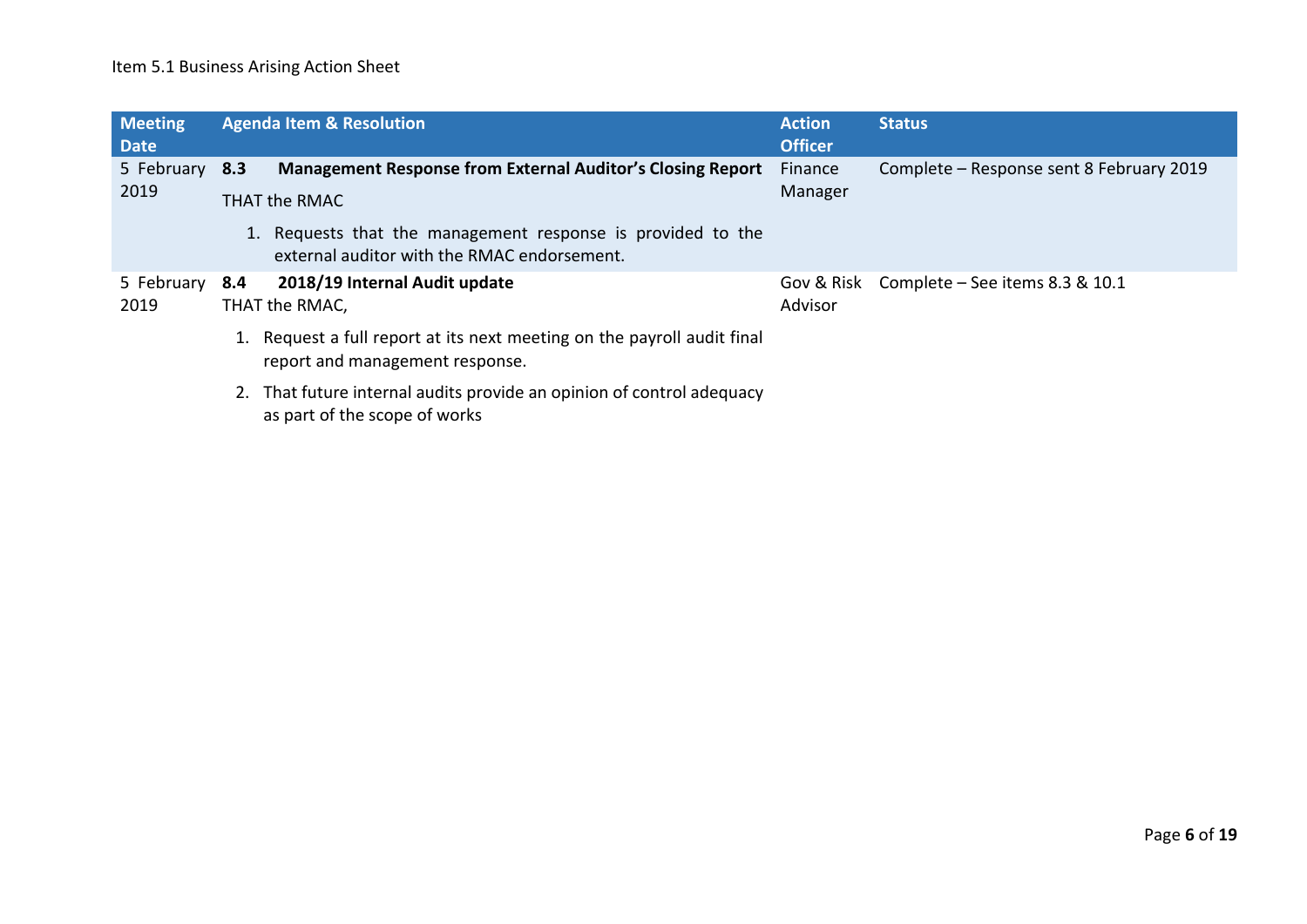Item 5.1 Business Arising Action Sheet

| Meeting Date | Agenda Item & Resolution | Action Officer | Status |
|---|---|---|---|
| 5 February 2019 | **8.3 Management Response from External Auditor's Closing Report**<br>THAT the RMAC<br>1. Requests that the management response is provided to the external auditor with the RMAC endorsement. | Finance Manager | Complete – Response sent 8 February 2019 |
| 5 February 2019 | **8.4 2018/19 Internal Audit update**<br>THAT the RMAC,<br>1. Request a full report at its next meeting on the payroll audit final report and management response.<br>2. That future internal audits provide an opinion of control adequacy as part of the scope of works | Gov & Risk Advisor | Complete – See items 8.3 & 10.1 |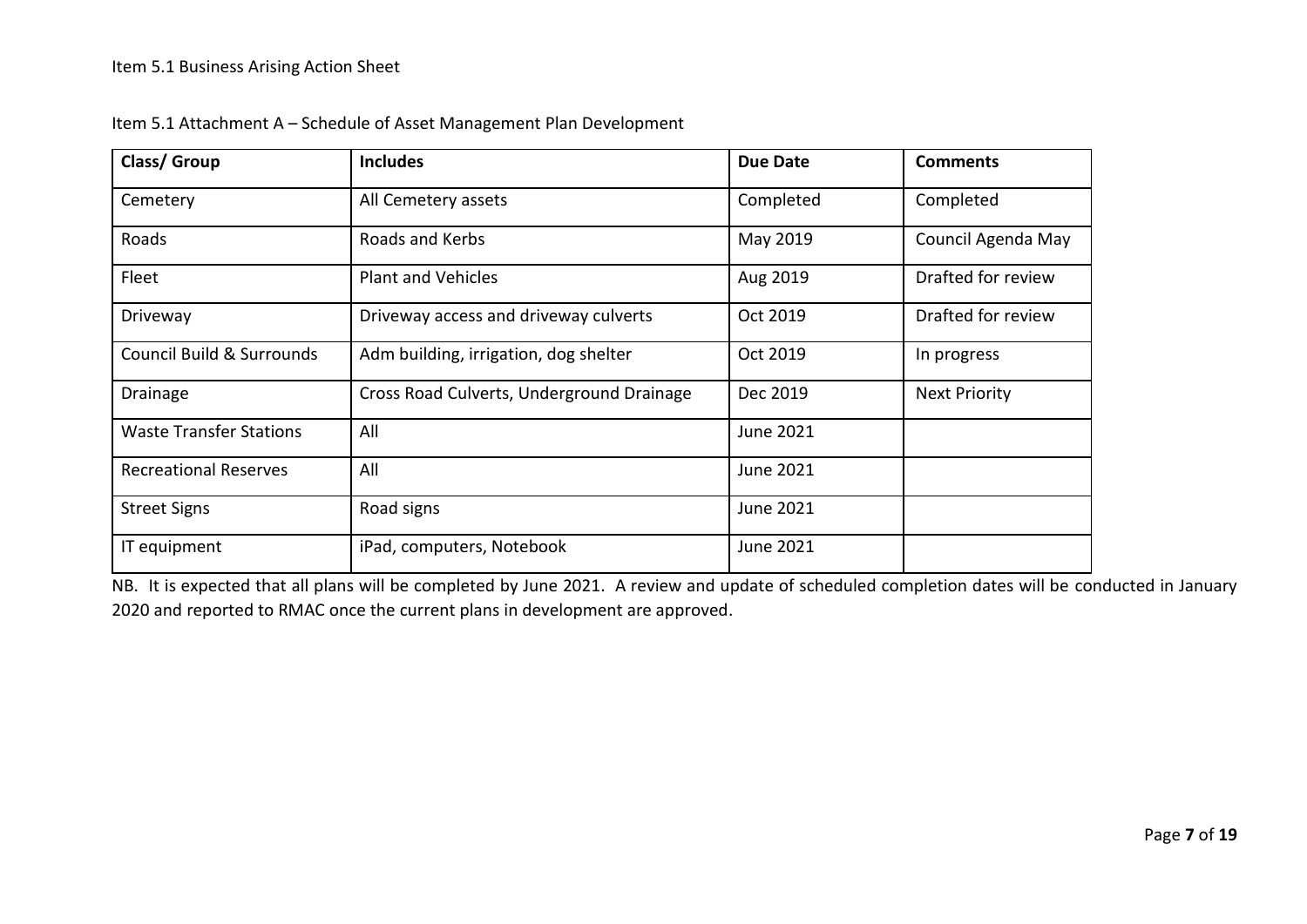Item 5.1 Business Arising Action Sheet

Item 5.1 Attachment A – Schedule of Asset Management Plan Development

| **Class/ Group** | **Includes** | **Due Date** | **Comments** |
|---|---|---|---|
| Cemetery | All Cemetery assets | Completed | Completed |
| Roads | Roads and Kerbs | May 2019 | Council Agenda May |
| Fleet | Plant and Vehicles | Aug 2019 | Drafted for review |
| Driveway | Driveway access and driveway culverts | Oct 2019 | Drafted for review |
| Council Build & Surrounds | Adm building, irrigation, dog shelter | Oct 2019 | In progress |
| Drainage | Cross Road Culverts, Underground Drainage | Dec 2019 | Next Priority |
| Waste Transfer Stations | All | June 2021 | |
| Recreational Reserves | All | June 2021 | |
| Street Signs | Road signs | June 2021 | |
| IT equipment | iPad, computers, Notebook | June 2021 | |

NB. It is expected that all plans will be completed by June 2021. A review and update of scheduled completion dates will be conducted in January 2020 and reported to RMAC once the current plans in development are approved.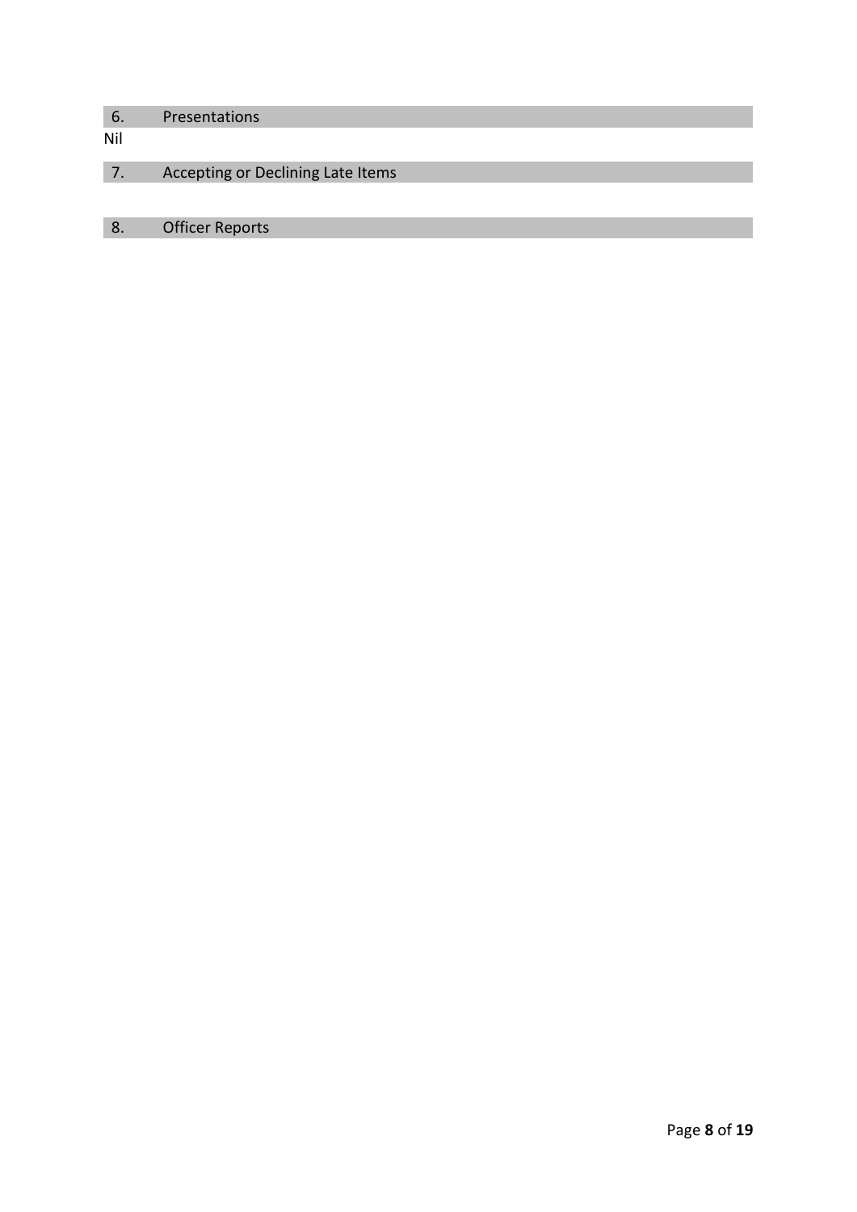## 6. Presentations

Nil

## 7. Accepting or Declining Late Items

## 8. Officer Reports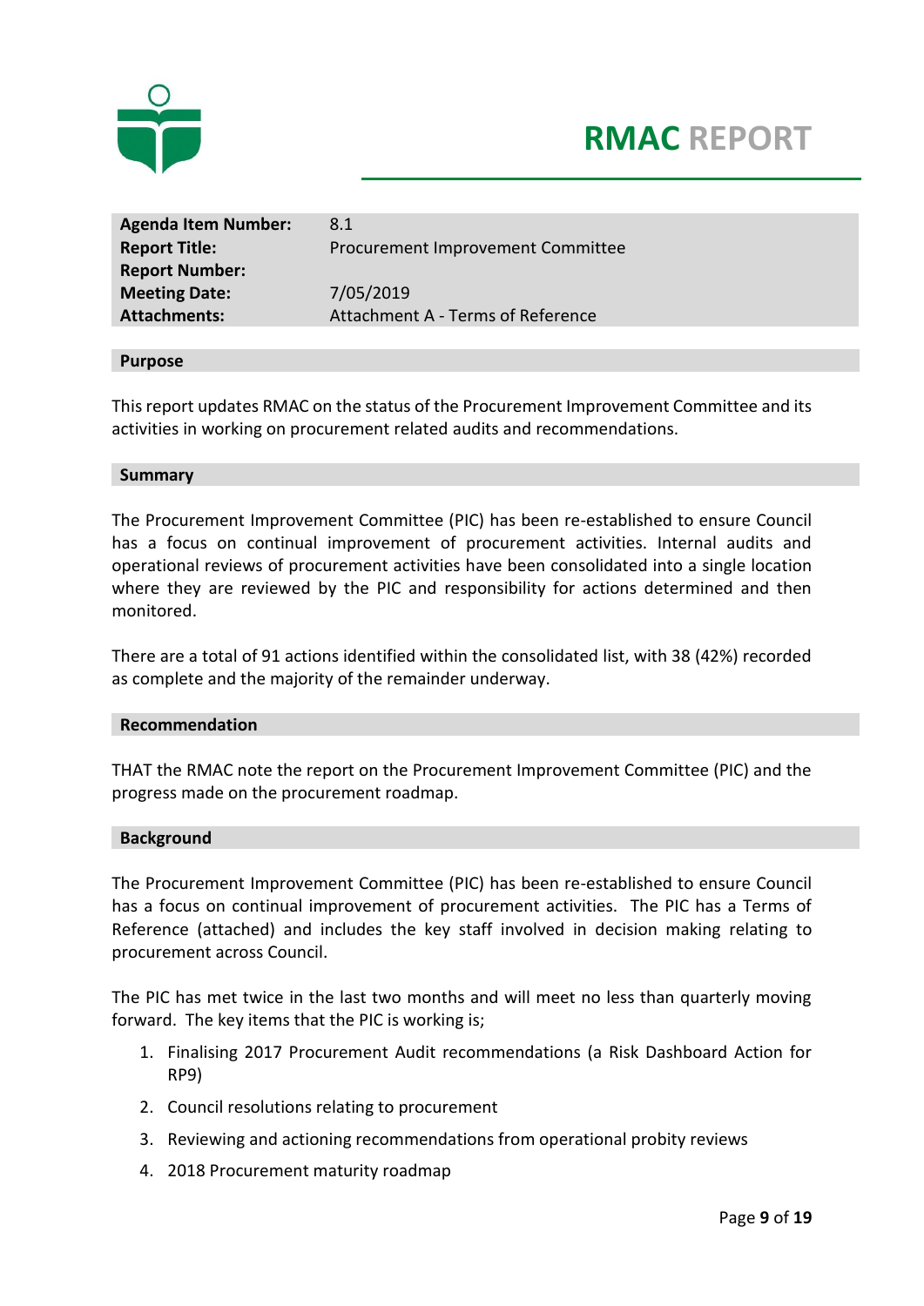# RMAC REPORT

| | |
|---|---|
| **Agenda Item Number:** | 8.1 |
| **Report Title:** | Procurement Improvement Committee |
| **Report Number:** | |
| **Meeting Date:** | 7/05/2019 |
| **Attachments:** | Attachment A - Terms of Reference |

## Purpose

This report updates RMAC on the status of the Procurement Improvement Committee and its activities in working on procurement related audits and recommendations.

## Summary

The Procurement Improvement Committee (PIC) has been re-established to ensure Council has a focus on continual improvement of procurement activities. Internal audits and operational reviews of procurement activities have been consolidated into a single location where they are reviewed by the PIC and responsibility for actions determined and then monitored.

There are a total of 91 actions identified within the consolidated list, with 38 (42%) recorded as complete and the majority of the remainder underway.

## Recommendation

THAT the RMAC note the report on the Procurement Improvement Committee (PIC) and the progress made on the procurement roadmap.

## Background

The Procurement Improvement Committee (PIC) has been re-established to ensure Council has a focus on continual improvement of procurement activities. The PIC has a Terms of Reference (attached) and includes the key staff involved in decision making relating to procurement across Council.

The PIC has met twice in the last two months and will meet no less than quarterly moving forward. The key items that the PIC is working is;

1. Finalising 2017 Procurement Audit recommendations (a Risk Dashboard Action for RP9)
2. Council resolutions relating to procurement
3. Reviewing and actioning recommendations from operational probity reviews
4. 2018 Procurement maturity roadmap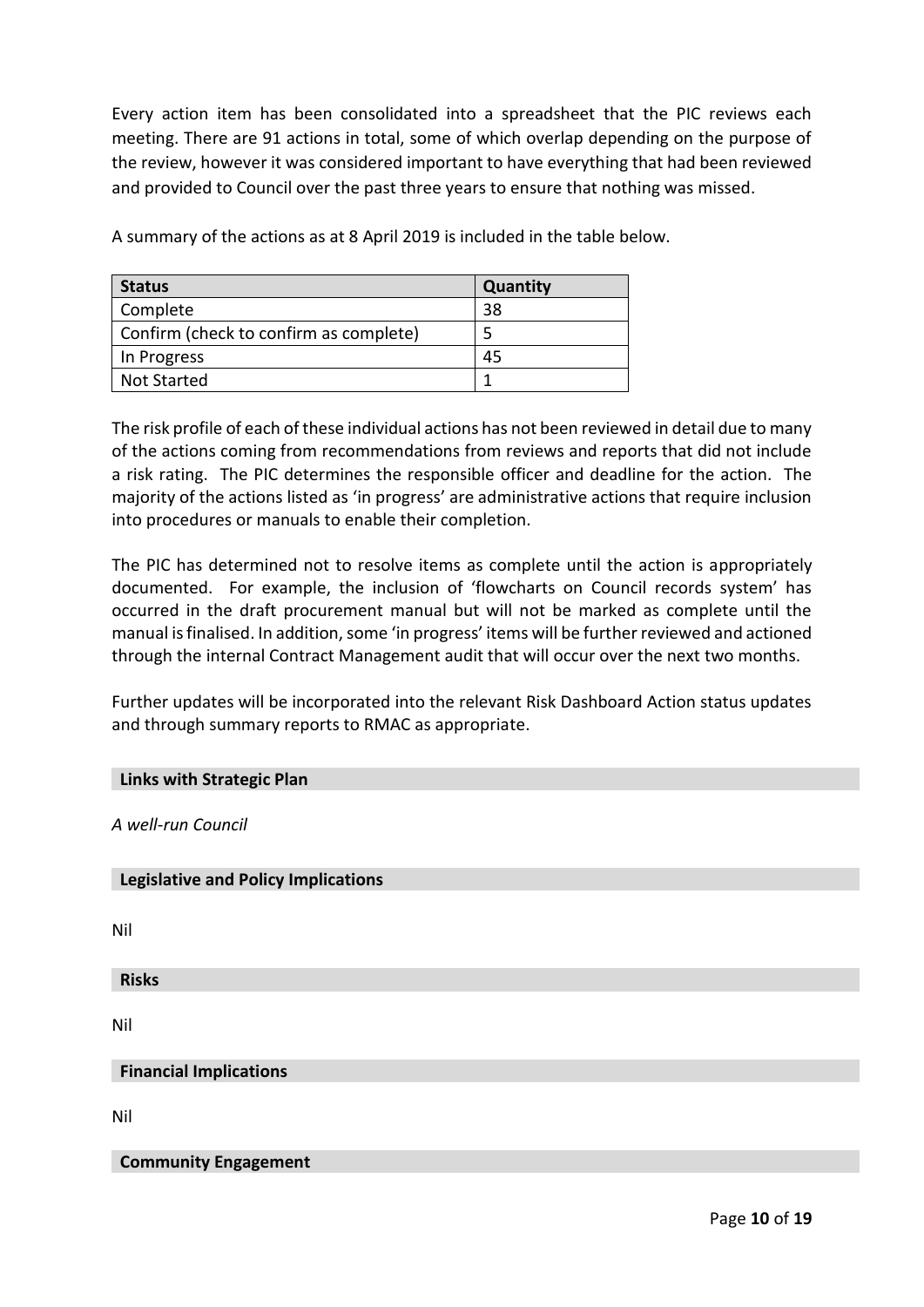Every action item has been consolidated into a spreadsheet that the PIC reviews each meeting. There are 91 actions in total, some of which overlap depending on the purpose of the review, however it was considered important to have everything that had been reviewed and provided to Council over the past three years to ensure that nothing was missed.

A summary of the actions as at 8 April 2019 is included in the table below.

| Status | Quantity |
|---|---|
| Complete | 38 |
| Confirm (check to confirm as complete) | 5 |
| In Progress | 45 |
| Not Started | 1 |

The risk profile of each of these individual actions has not been reviewed in detail due to many of the actions coming from recommendations from reviews and reports that did not include a risk rating. The PIC determines the responsible officer and deadline for the action. The majority of the actions listed as 'in progress' are administrative actions that require inclusion into procedures or manuals to enable their completion.

The PIC has determined not to resolve items as complete until the action is appropriately documented. For example, the inclusion of 'flowcharts on Council records system' has occurred in the draft procurement manual but will not be marked as complete until the manual is finalised. In addition, some 'in progress' items will be further reviewed and actioned through the internal Contract Management audit that will occur over the next two months.

Further updates will be incorporated into the relevant Risk Dashboard Action status updates and through summary reports to RMAC as appropriate.

**Links with Strategic Plan**

*A well-run Council*

**Legislative and Policy Implications**

Nil

**Risks**

Nil

**Financial Implications**

Nil

**Community Engagement**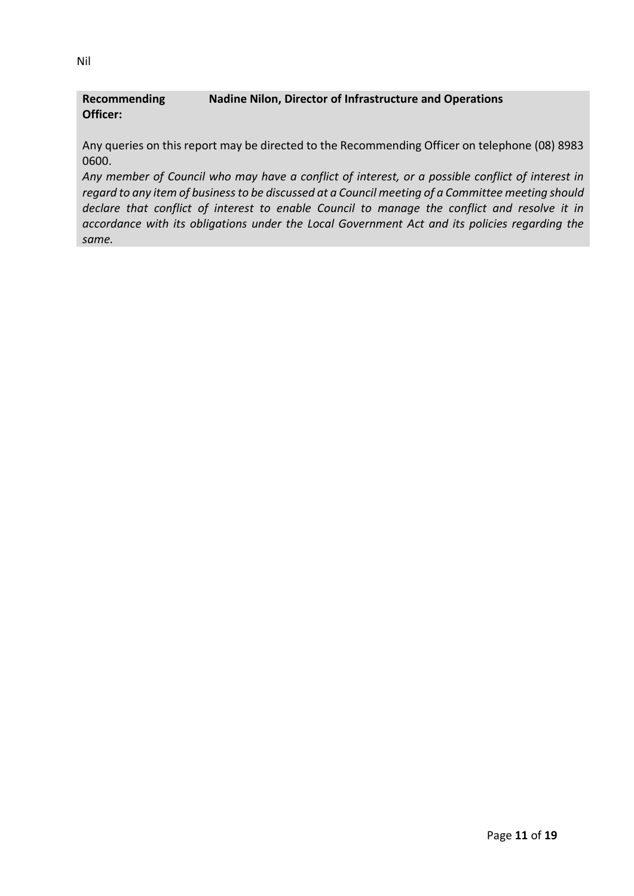Nil

| **Recommending Officer:** | **Nadine Nilon, Director of Infrastructure and Operations** |
| --- | --- |

Any queries on this report may be directed to the Recommending Officer on telephone (08) 8983 0600.

*Any member of Council who may have a conflict of interest, or a possible conflict of interest in regard to any item of business to be discussed at a Council meeting of a Committee meeting should declare that conflict of interest to enable Council to manage the conflict and resolve it in accordance with its obligations under the Local Government Act and its policies regarding the same.*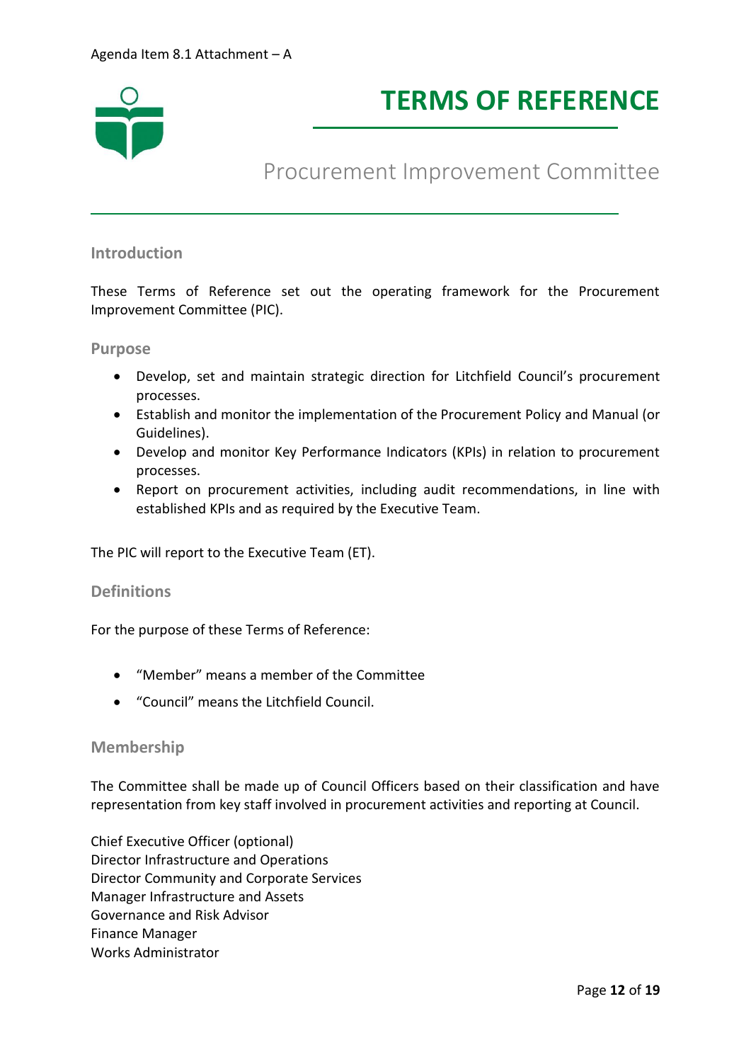Agenda Item 8.1 Attachment – A

# TERMS OF REFERENCE

## Procurement Improvement Committee

### Introduction

These Terms of Reference set out the operating framework for the Procurement Improvement Committee (PIC).

### Purpose

- Develop, set and maintain strategic direction for Litchfield Council's procurement processes.
- Establish and monitor the implementation of the Procurement Policy and Manual (or Guidelines).
- Develop and monitor Key Performance Indicators (KPIs) in relation to procurement processes.
- Report on procurement activities, including audit recommendations, in line with established KPIs and as required by the Executive Team.

The PIC will report to the Executive Team (ET).

### Definitions

For the purpose of these Terms of Reference:

- "Member" means a member of the Committee
- "Council" means the Litchfield Council.

### Membership

The Committee shall be made up of Council Officers based on their classification and have representation from key staff involved in procurement activities and reporting at Council.

Chief Executive Officer (optional)
Director Infrastructure and Operations
Director Community and Corporate Services
Manager Infrastructure and Assets
Governance and Risk Advisor
Finance Manager
Works Administrator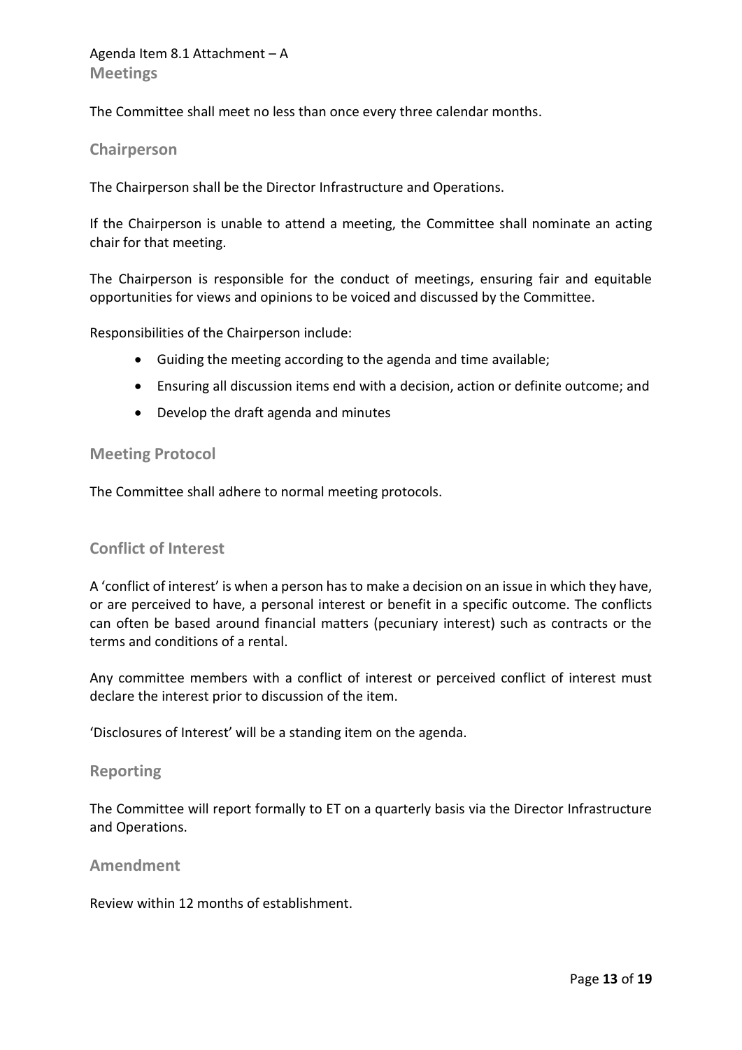## Meetings

The Committee shall meet no less than once every three calendar months.

## Chairperson

The Chairperson shall be the Director Infrastructure and Operations.

If the Chairperson is unable to attend a meeting, the Committee shall nominate an acting chair for that meeting.

The Chairperson is responsible for the conduct of meetings, ensuring fair and equitable opportunities for views and opinions to be voiced and discussed by the Committee.

Responsibilities of the Chairperson include:

- Guiding the meeting according to the agenda and time available;
- Ensuring all discussion items end with a decision, action or definite outcome; and
- Develop the draft agenda and minutes

## Meeting Protocol

The Committee shall adhere to normal meeting protocols.

## Conflict of Interest

A 'conflict of interest' is when a person has to make a decision on an issue in which they have, or are perceived to have, a personal interest or benefit in a specific outcome. The conflicts can often be based around financial matters (pecuniary interest) such as contracts or the terms and conditions of a rental.

Any committee members with a conflict of interest or perceived conflict of interest must declare the interest prior to discussion of the item.

'Disclosures of Interest' will be a standing item on the agenda.

## Reporting

The Committee will report formally to ET on a quarterly basis via the Director Infrastructure and Operations.

## Amendment

Review within 12 months of establishment.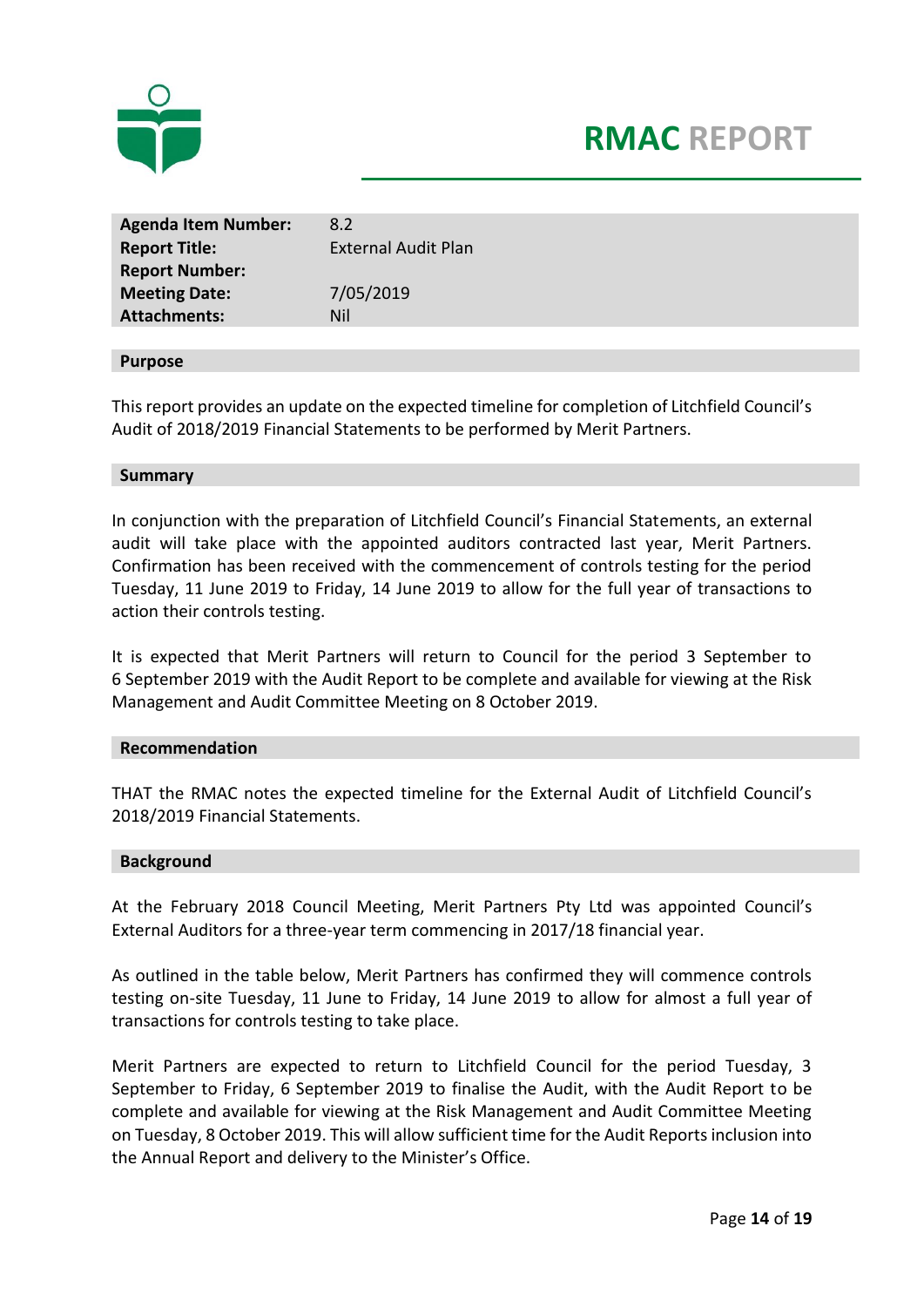# RMAC REPORT

| Agenda Item Number: | 8.2 |
| --- | --- |
| Report Title: | External Audit Plan |
| Report Number: | |
| Meeting Date: | 7/05/2019 |
| Attachments: | Nil |

## Purpose

This report provides an update on the expected timeline for completion of Litchfield Council's Audit of 2018/2019 Financial Statements to be performed by Merit Partners.

## Summary

In conjunction with the preparation of Litchfield Council's Financial Statements, an external audit will take place with the appointed auditors contracted last year, Merit Partners. Confirmation has been received with the commencement of controls testing for the period Tuesday, 11 June 2019 to Friday, 14 June 2019 to allow for the full year of transactions to action their controls testing.

It is expected that Merit Partners will return to Council for the period 3 September to 6 September 2019 with the Audit Report to be complete and available for viewing at the Risk Management and Audit Committee Meeting on 8 October 2019.

## Recommendation

THAT the RMAC notes the expected timeline for the External Audit of Litchfield Council's 2018/2019 Financial Statements.

## Background

At the February 2018 Council Meeting, Merit Partners Pty Ltd was appointed Council's External Auditors for a three-year term commencing in 2017/18 financial year.

As outlined in the table below, Merit Partners has confirmed they will commence controls testing on-site Tuesday, 11 June to Friday, 14 June 2019 to allow for almost a full year of transactions for controls testing to take place.

Merit Partners are expected to return to Litchfield Council for the period Tuesday, 3 September to Friday, 6 September 2019 to finalise the Audit, with the Audit Report to be complete and available for viewing at the Risk Management and Audit Committee Meeting on Tuesday, 8 October 2019. This will allow sufficient time for the Audit Reports inclusion into the Annual Report and delivery to the Minister's Office.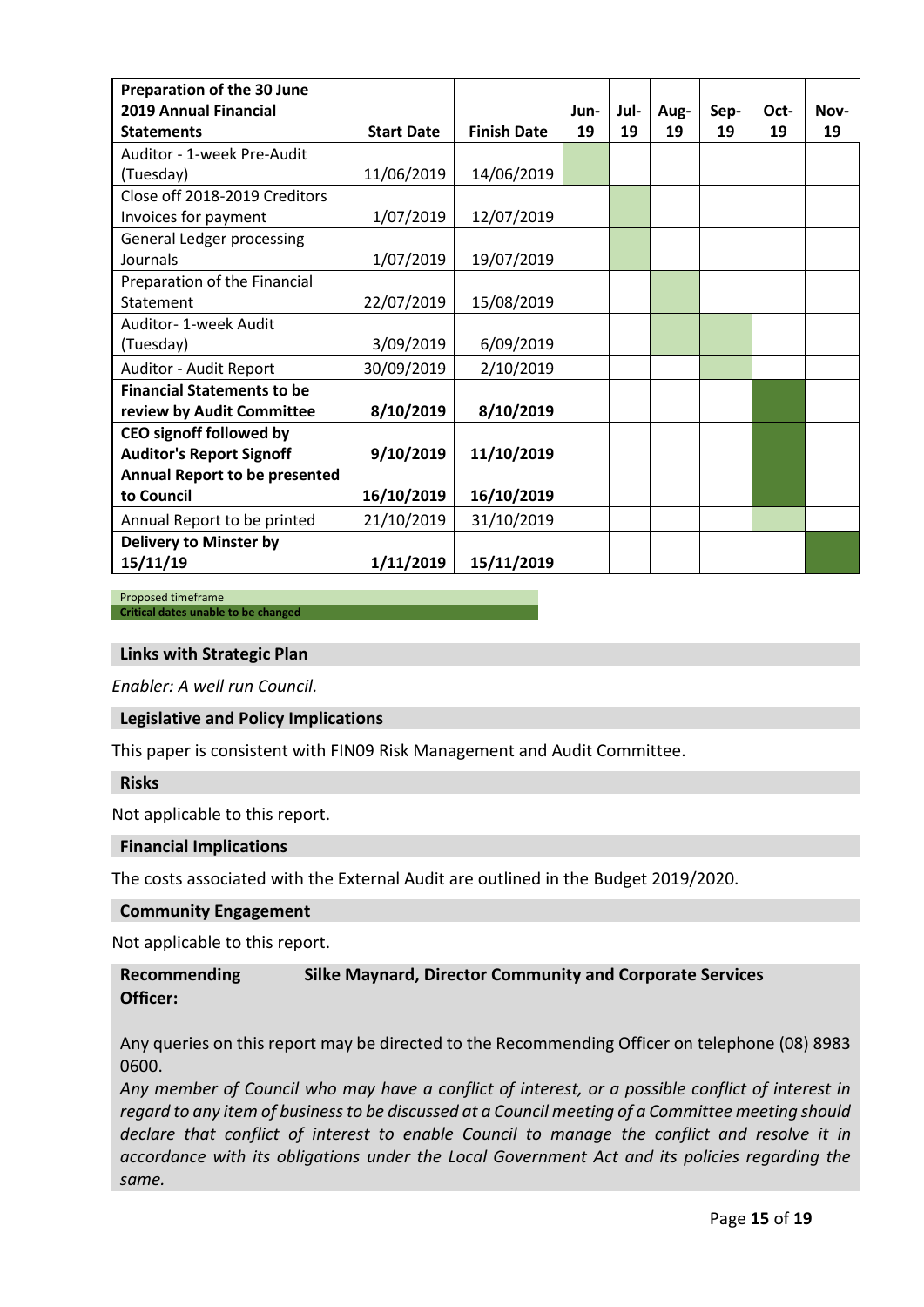| Preparation of the 30 June 2019 Annual Financial Statements | Start Date | Finish Date | Jun-19 | Jul-19 | Aug-19 | Sep-19 | Oct-19 | Nov-19 |
|---|---|---|---|---|---|---|---|---|
| Auditor - 1-week Pre-Audit (Tuesday) | 11/06/2019 | 14/06/2019 | | | | | | |
| Close off 2018-2019 Creditors Invoices for payment | 1/07/2019 | 12/07/2019 | | | | | | |
| General Ledger processing Journals | 1/07/2019 | 19/07/2019 | | | | | | |
| Preparation of the Financial Statement | 22/07/2019 | 15/08/2019 | | | | | | |
| Auditor- 1-week Audit (Tuesday) | 3/09/2019 | 6/09/2019 | | | | | | |
| Auditor - Audit Report | 30/09/2019 | 2/10/2019 | | | | | | |
| **Financial Statements to be review by Audit Committee** | **8/10/2019** | **8/10/2019** | | | | | | |
| **CEO signoff followed by Auditor's Report Signoff** | **9/10/2019** | **11/10/2019** | | | | | | |
| **Annual Report to be presented to Council** | **16/10/2019** | **16/10/2019** | | | | | | |
| Annual Report to be printed | 21/10/2019 | 31/10/2019 | | | | | | |
| **Delivery to Minster by 15/11/19** | **1/11/2019** | **15/11/2019** | | | | | | |

Proposed timeframe
**Critical dates unable to be changed**

## Links with Strategic Plan

*Enabler: A well run Council.*

## Legislative and Policy Implications

This paper is consistent with FIN09 Risk Management and Audit Committee.

## Risks

Not applicable to this report.

## Financial Implications

The costs associated with the External Audit are outlined in the Budget 2019/2020.

## Community Engagement

Not applicable to this report.

**Recommending Officer:** **Silke Maynard, Director Community and Corporate Services**

Any queries on this report may be directed to the Recommending Officer on telephone (08) 8983 0600.

*Any member of Council who may have a conflict of interest, or a possible conflict of interest in regard to any item of business to be discussed at a Council meeting of a Committee meeting should declare that conflict of interest to enable Council to manage the conflict and resolve it in accordance with its obligations under the Local Government Act and its policies regarding the same.*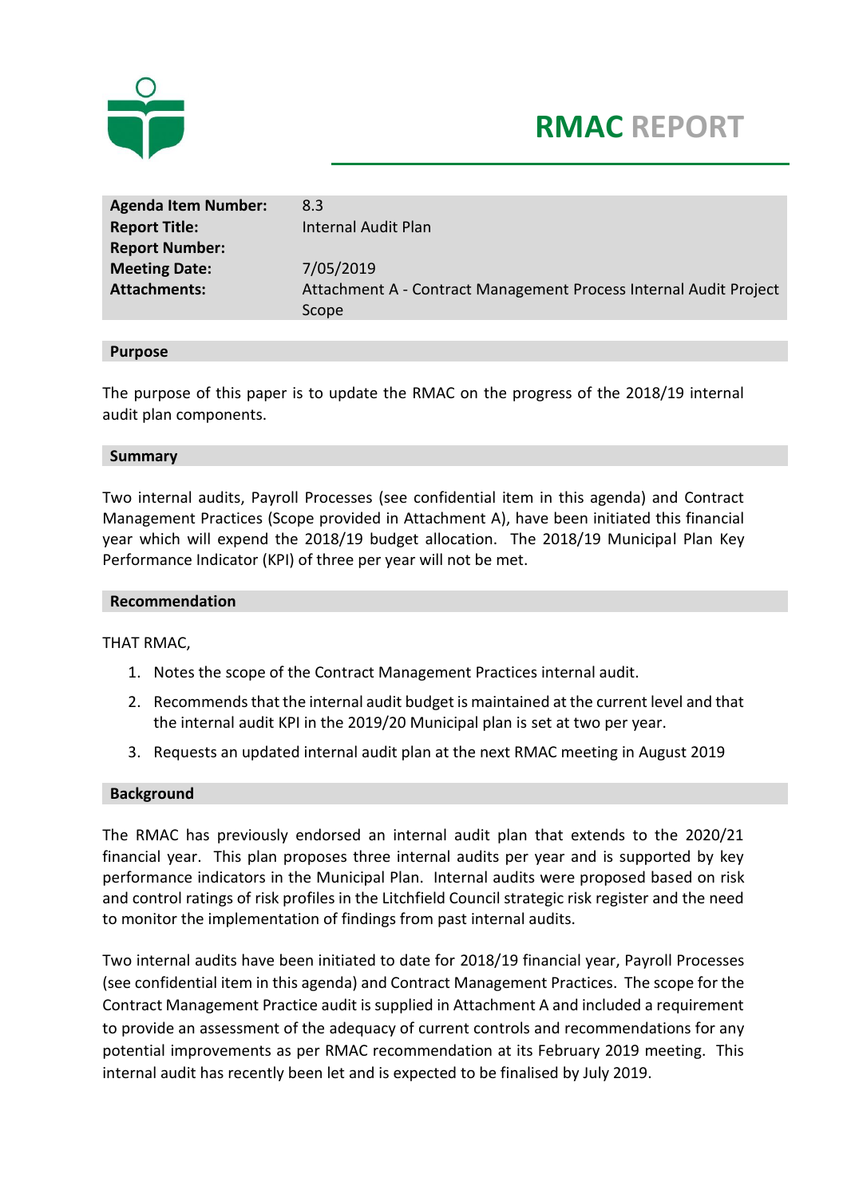# RMAC REPORT

| | |
|---|---|
| **Agenda Item Number:** | 8.3 |
| **Report Title:** | Internal Audit Plan |
| **Report Number:** | |
| **Meeting Date:** | 7/05/2019 |
| **Attachments:** | Attachment A - Contract Management Process Internal Audit Project Scope |

## Purpose

The purpose of this paper is to update the RMAC on the progress of the 2018/19 internal audit plan components.

## Summary

Two internal audits, Payroll Processes (see confidential item in this agenda) and Contract Management Practices (Scope provided in Attachment A), have been initiated this financial year which will expend the 2018/19 budget allocation. The 2018/19 Municipal Plan Key Performance Indicator (KPI) of three per year will not be met.

## Recommendation

THAT RMAC,

1. Notes the scope of the Contract Management Practices internal audit.
2. Recommends that the internal audit budget is maintained at the current level and that the internal audit KPI in the 2019/20 Municipal plan is set at two per year.
3. Requests an updated internal audit plan at the next RMAC meeting in August 2019

## Background

The RMAC has previously endorsed an internal audit plan that extends to the 2020/21 financial year. This plan proposes three internal audits per year and is supported by key performance indicators in the Municipal Plan. Internal audits were proposed based on risk and control ratings of risk profiles in the Litchfield Council strategic risk register and the need to monitor the implementation of findings from past internal audits.

Two internal audits have been initiated to date for 2018/19 financial year, Payroll Processes (see confidential item in this agenda) and Contract Management Practices. The scope for the Contract Management Practice audit is supplied in Attachment A and included a requirement to provide an assessment of the adequacy of current controls and recommendations for any potential improvements as per RMAC recommendation at its February 2019 meeting. This internal audit has recently been let and is expected to be finalised by July 2019.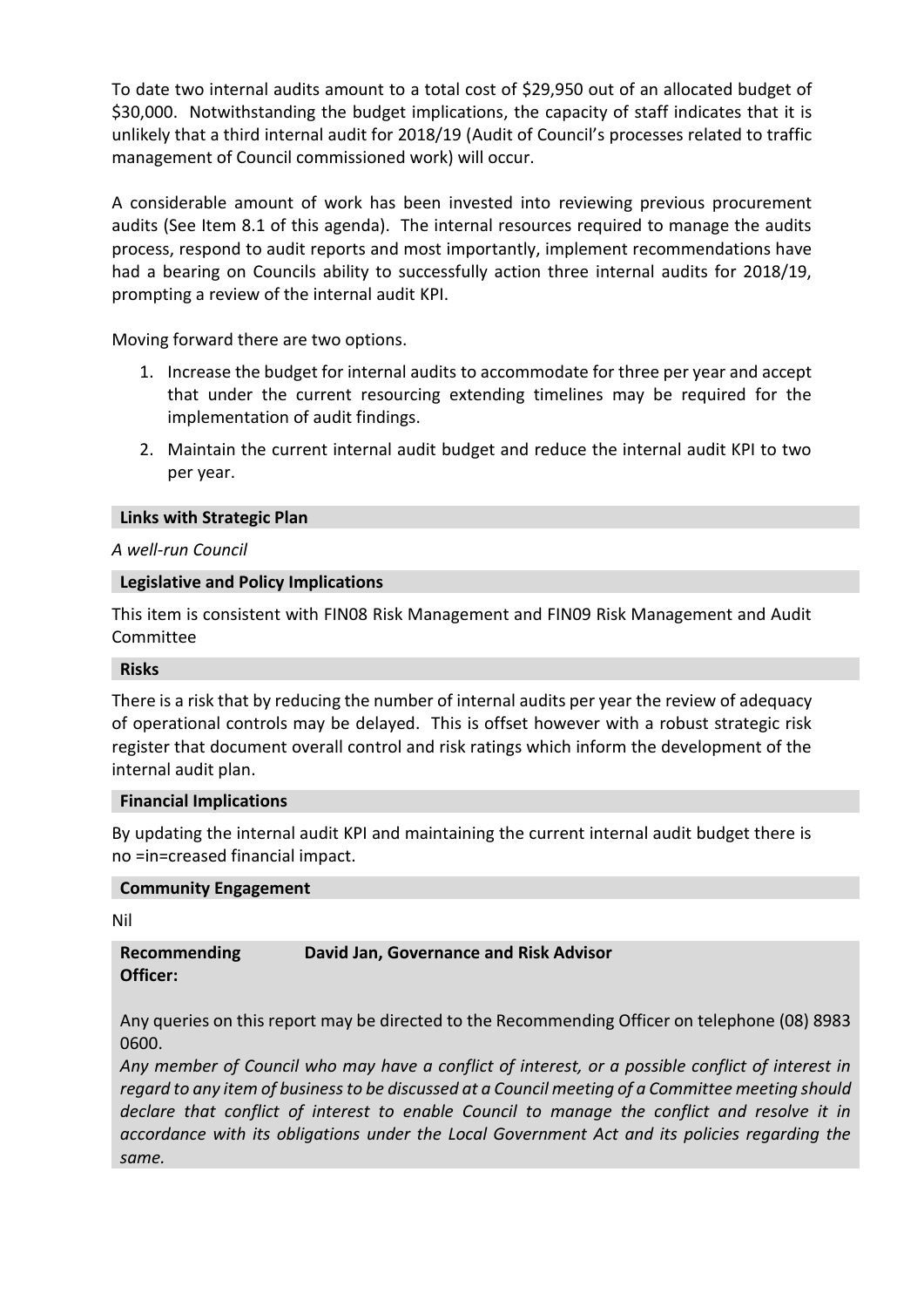To date two internal audits amount to a total cost of $29,950 out of an allocated budget of $30,000. Notwithstanding the budget implications, the capacity of staff indicates that it is unlikely that a third internal audit for 2018/19 (Audit of Council's processes related to traffic management of Council commissioned work) will occur.

A considerable amount of work has been invested into reviewing previous procurement audits (See Item 8.1 of this agenda). The internal resources required to manage the audits process, respond to audit reports and most importantly, implement recommendations have had a bearing on Councils ability to successfully action three internal audits for 2018/19, prompting a review of the internal audit KPI.

Moving forward there are two options.

1. Increase the budget for internal audits to accommodate for three per year and accept that under the current resourcing extending timelines may be required for the implementation of audit findings.
2. Maintain the current internal audit budget and reduce the internal audit KPI to two per year.

**Links with Strategic Plan**

*A well-run Council*

**Legislative and Policy Implications**

This item is consistent with FIN08 Risk Management and FIN09 Risk Management and Audit Committee

**Risks**

There is a risk that by reducing the number of internal audits per year the review of adequacy of operational controls may be delayed. This is offset however with a robust strategic risk register that document overall control and risk ratings which inform the development of the internal audit plan.

**Financial Implications**

By updating the internal audit KPI and maintaining the current internal audit budget there is no =in=creased financial impact.

**Community Engagement**

Nil

**Recommending Officer:** **David Jan, Governance and Risk Advisor**

Any queries on this report may be directed to the Recommending Officer on telephone (08) 8983 0600.

*Any member of Council who may have a conflict of interest, or a possible conflict of interest in regard to any item of business to be discussed at a Council meeting of a Committee meeting should declare that conflict of interest to enable Council to manage the conflict and resolve it in accordance with its obligations under the Local Government Act and its policies regarding the same.*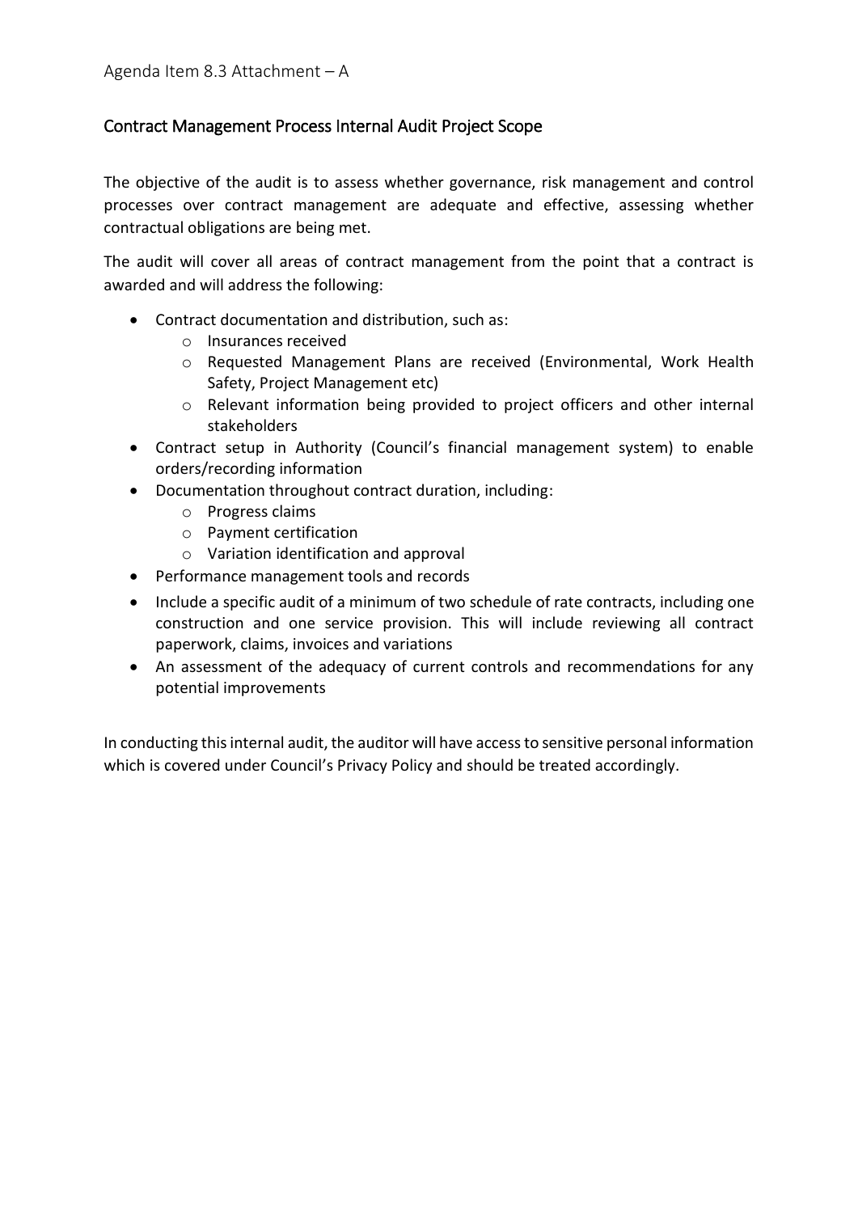Agenda Item 8.3 Attachment – A

## Contract Management Process Internal Audit Project Scope

The objective of the audit is to assess whether governance, risk management and control processes over contract management are adequate and effective, assessing whether contractual obligations are being met.

The audit will cover all areas of contract management from the point that a contract is awarded and will address the following:

- Contract documentation and distribution, such as:
  - Insurances received
  - Requested Management Plans are received (Environmental, Work Health Safety, Project Management etc)
  - Relevant information being provided to project officers and other internal stakeholders
- Contract setup in Authority (Council's financial management system) to enable orders/recording information
- Documentation throughout contract duration, including:
  - Progress claims
  - Payment certification
  - Variation identification and approval
- Performance management tools and records
- Include a specific audit of a minimum of two schedule of rate contracts, including one construction and one service provision. This will include reviewing all contract paperwork, claims, invoices and variations
- An assessment of the adequacy of current controls and recommendations for any potential improvements

In conducting this internal audit, the auditor will have access to sensitive personal information which is covered under Council's Privacy Policy and should be treated accordingly.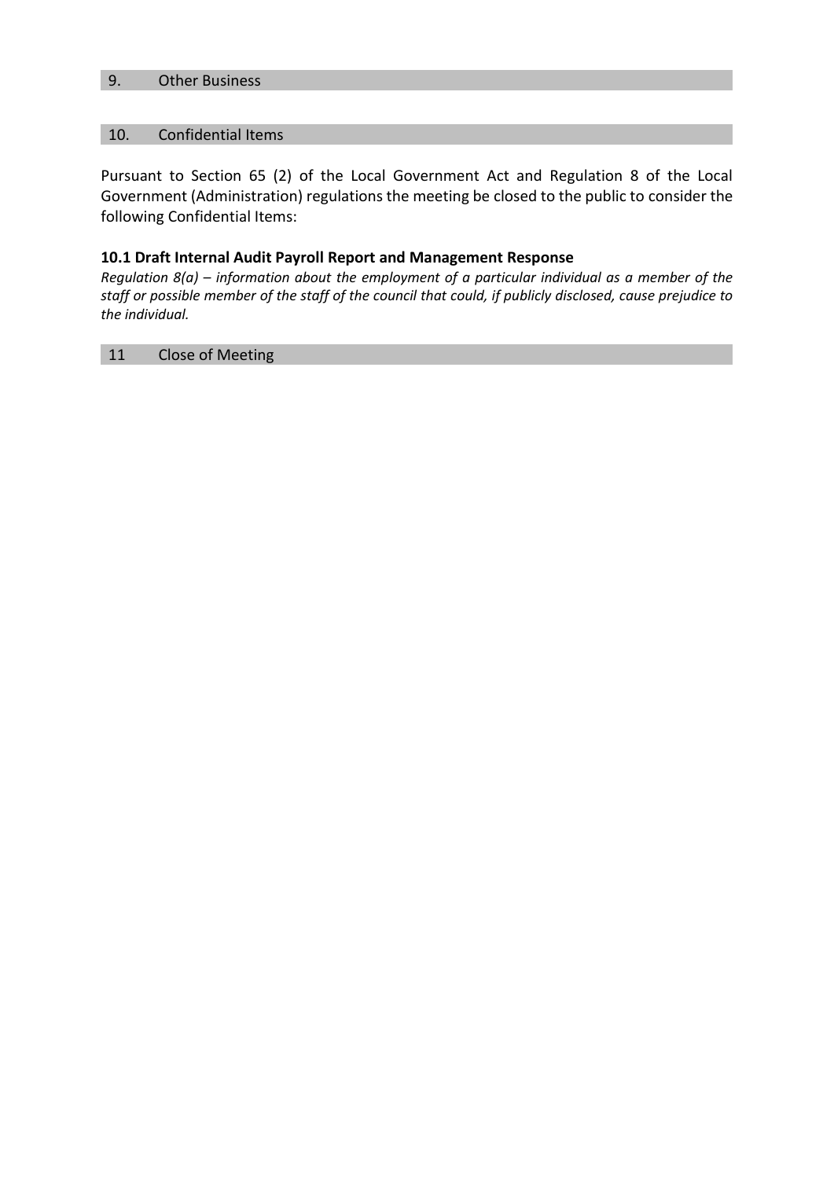## 9. Other Business

## 10. Confidential Items

Pursuant to Section 65 (2) of the Local Government Act and Regulation 8 of the Local Government (Administration) regulations the meeting be closed to the public to consider the following Confidential Items:

### 10.1 Draft Internal Audit Payroll Report and Management Response

*Regulation 8(a) – information about the employment of a particular individual as a member of the staff or possible member of the staff of the council that could, if publicly disclosed, cause prejudice to the individual.*

## 11 Close of Meeting